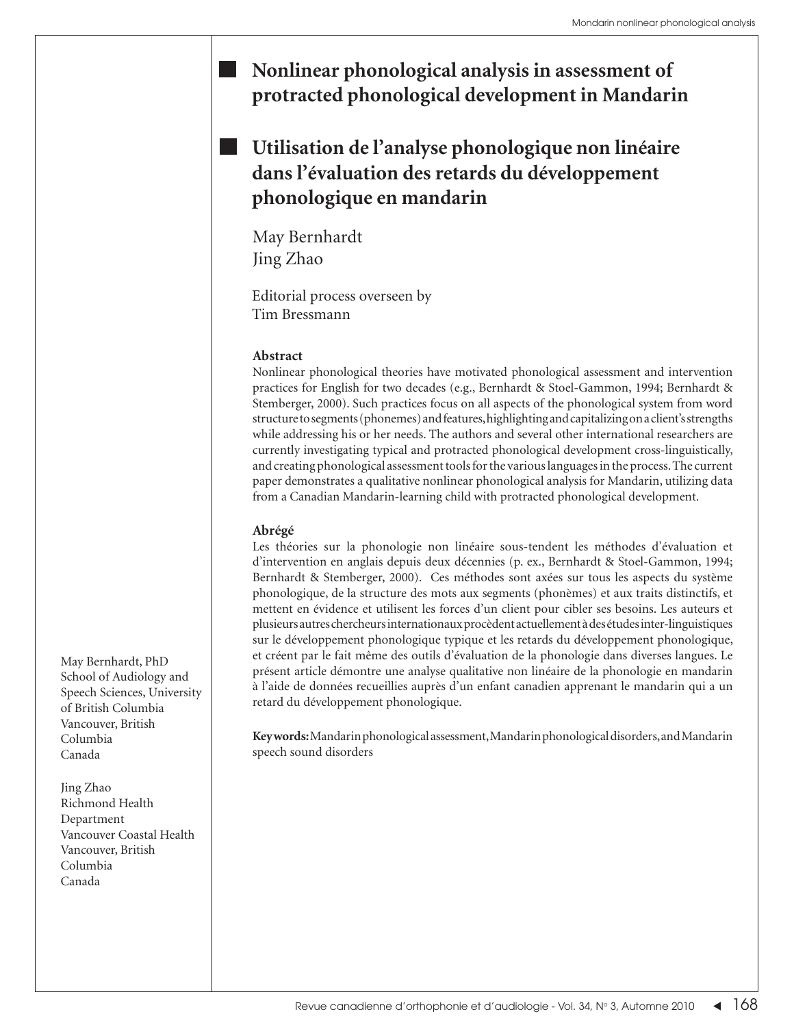# Nonlinear phonological analysis in assessment of protracted phonological development in Mandarin

# Utilisation de l'analyse phonologique non linéaire dans l'évaluation des retards du développement phonologique en mandarin

May Bernhardt
Jing Zhao

Editorial process overseen by
Tim Bressmann

May Bernhardt, PhD
School of Audiology and Speech Sciences, University of British Columbia
Vancouver, British Columbia
Canada

Jing Zhao
Richmond Health Department
Vancouver Coastal Health
Vancouver, British Columbia
Canada

### Abstract

Nonlinear phonological theories have motivated phonological assessment and intervention practices for English for two decades (e.g., Bernhardt & Stoel-Gammon, 1994; Bernhardt & Stemberger, 2000). Such practices focus on all aspects of the phonological system from word structure to segments (phonemes) and features, highlighting and capitalizing on a client's strengths while addressing his or her needs. The authors and several other international researchers are currently investigating typical and protracted phonological development cross-linguistically, and creating phonological assessment tools for the various languages in the process. The current paper demonstrates a qualitative nonlinear phonological analysis for Mandarin, utilizing data from a Canadian Mandarin-learning child with protracted phonological development.

### Abrégé

Les théories sur la phonologie non linéaire sous-tendent les méthodes d'évaluation et d'intervention en anglais depuis deux décennies (p. ex., Bernhardt & Stoel-Gammon, 1994; Bernhardt & Stemberger, 2000). Ces méthodes sont axées sur tous les aspects du système phonologique, de la structure des mots aux segments (phonèmes) et aux traits distinctifs, et mettent en évidence et utilisent les forces d'un client pour cibler ses besoins. Les auteurs et plusieurs autres chercheurs internationaux procèdent actuellement à des études inter-linguistiques sur le développement phonologique typique et les retards du développement phonologique, et créent par le fait même des outils d'évaluation de la phonologie dans diverses langues. Le présent article démontre une analyse qualitative non linéaire de la phonologie en mandarin à l'aide de données recueillies auprès d'un enfant canadien apprenant le mandarin qui a un retard du développement phonologique.

**Keywords:** Mandarin phonological assessment, Mandarin phonological disorders, and Mandarin speech sound disorders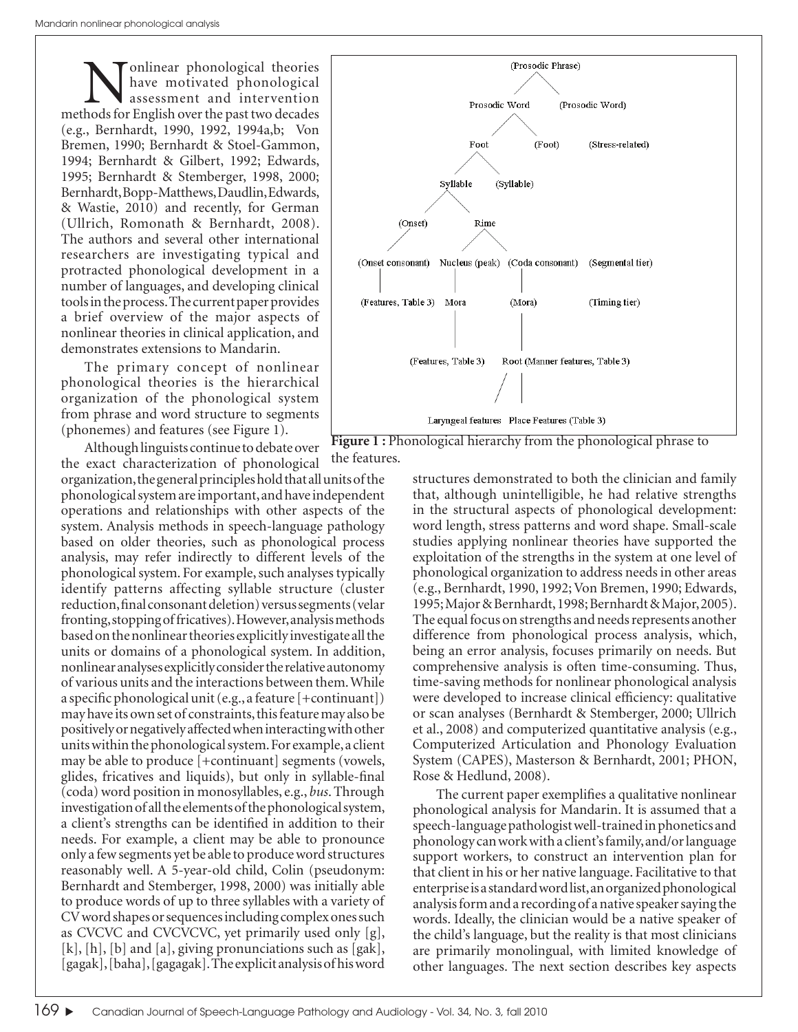Nonlinear phonological theories have motivated phonological assessment and intervention methods for English over the past two decades (e.g., Bernhardt, 1990, 1992, 1994a,b; Von Bremen, 1990; Bernhardt & Stoel-Gammon, 1994; Bernhardt & Gilbert, 1992; Edwards, 1995; Bernhardt & Stemberger, 1998, 2000; Bernhardt, Bopp-Matthews, Daudlin, Edwards, & Wastie, 2010) and recently, for German (Ullrich, Romonath & Bernhardt, 2008). The authors and several other international researchers are investigating typical and protracted phonological development in a number of languages, and developing clinical tools in the process. The current paper provides a brief overview of the major aspects of nonlinear theories in clinical application, and demonstrates extensions to Mandarin.

The primary concept of nonlinear phonological theories is the hierarchical organization of the phonological system from phrase and word structure to segments (phonemes) and features (see Figure 1).

Although linguists continue to debate over the exact characterization of phonological organization, the general principles hold that all units of the phonological system are important, and have independent operations and relationships with other aspects of the system. Analysis methods in speech-language pathology based on older theories, such as phonological process analysis, may refer indirectly to different levels of the phonological system. For example, such analyses typically identify patterns affecting syllable structure (cluster reduction, final consonant deletion) versus segments (velar fronting, stopping of fricatives). However, analysis methods based on the nonlinear theories explicitly investigate all the units or domains of a phonological system. In addition, nonlinear analyses explicitly consider the relative autonomy of various units and the interactions between them. While a specific phonological unit (e.g., a feature [+continuant]) may have its own set of constraints, this feature may also be positively or negatively affected when interacting with other units within the phonological system. For example, a client may be able to produce [+continuant] segments (vowels, glides, fricatives and liquids), but only in syllable-final (coda) word position in monosyllables, e.g., *bus*. Through investigation of all the elements of the phonological system, a client's strengths can be identified in addition to their needs. For example, a client may be able to pronounce only a few segments yet be able to produce word structures reasonably well. A 5-year-old child, Colin (pseudonym: Bernhardt and Stemberger, 1998, 2000) was initially able to produce words of up to three syllables with a variety of CV word shapes or sequences including complex ones such as CVCVC and CVCVCVC, yet primarily used only [g], [k], [h], [b] and [a], giving pronunciations such as [gak], [gagak], [baha], [gagagak]. The explicit analysis of his word structures demonstrated to both the clinician and family that, although unintelligible, he had relative strengths in the structural aspects of phonological development: word length, stress patterns and word shape. Small-scale studies applying nonlinear theories have supported the exploitation of the strengths in the system at one level of phonological organization to address needs in other areas (e.g., Bernhardt, 1990, 1992; Von Bremen, 1990; Edwards, 1995; Major & Bernhardt, 1998; Bernhardt & Major, 2005). The equal focus on strengths and needs represents another difference from phonological process analysis, which, being an error analysis, focuses primarily on needs. But comprehensive analysis is often time-consuming. Thus, time-saving methods for nonlinear phonological analysis were developed to increase clinical efficiency: qualitative or scan analyses (Bernhardt & Stemberger, 2000; Ullrich et al., 2008) and computerized quantitative analysis (e.g., Computerized Articulation and Phonology Evaluation System (CAPES), Masterson & Bernhardt, 2001; PHON, Rose & Hedlund, 2008).

```
                              (Prosodic Phrase)
                    Prosodic Word          (Prosodic Word)
              Foot            (Foot)            (Stress-related)
        Syllable     (Syllable)
   (Onset)        Rime
(Onset consonant)   Nucleus (peak)   (Coda consonant)   (Segmental tier)
(Features, Table 3)   Mora            (Mora)             (Timing tier)
         (Features, Table 3)    Root (Manner features, Table 3)
                  Laryngeal features   Place Features (Table 3)
```

**Figure 1 :** Phonological hierarchy from the phonological phrase to the features.

The current paper exemplifies a qualitative nonlinear phonological analysis for Mandarin. It is assumed that a speech-language pathologist well-trained in phonetics and phonology can work with a client's family, and/or language support workers, to construct an intervention plan for that client in his or her native language. Facilitative to that enterprise is a standard word list, an organized phonological analysis form and a recording of a native speaker saying the words. Ideally, the clinician would be a native speaker of the child's language, but the reality is that most clinicians are primarily monolingual, with limited knowledge of other languages. The next section describes key aspects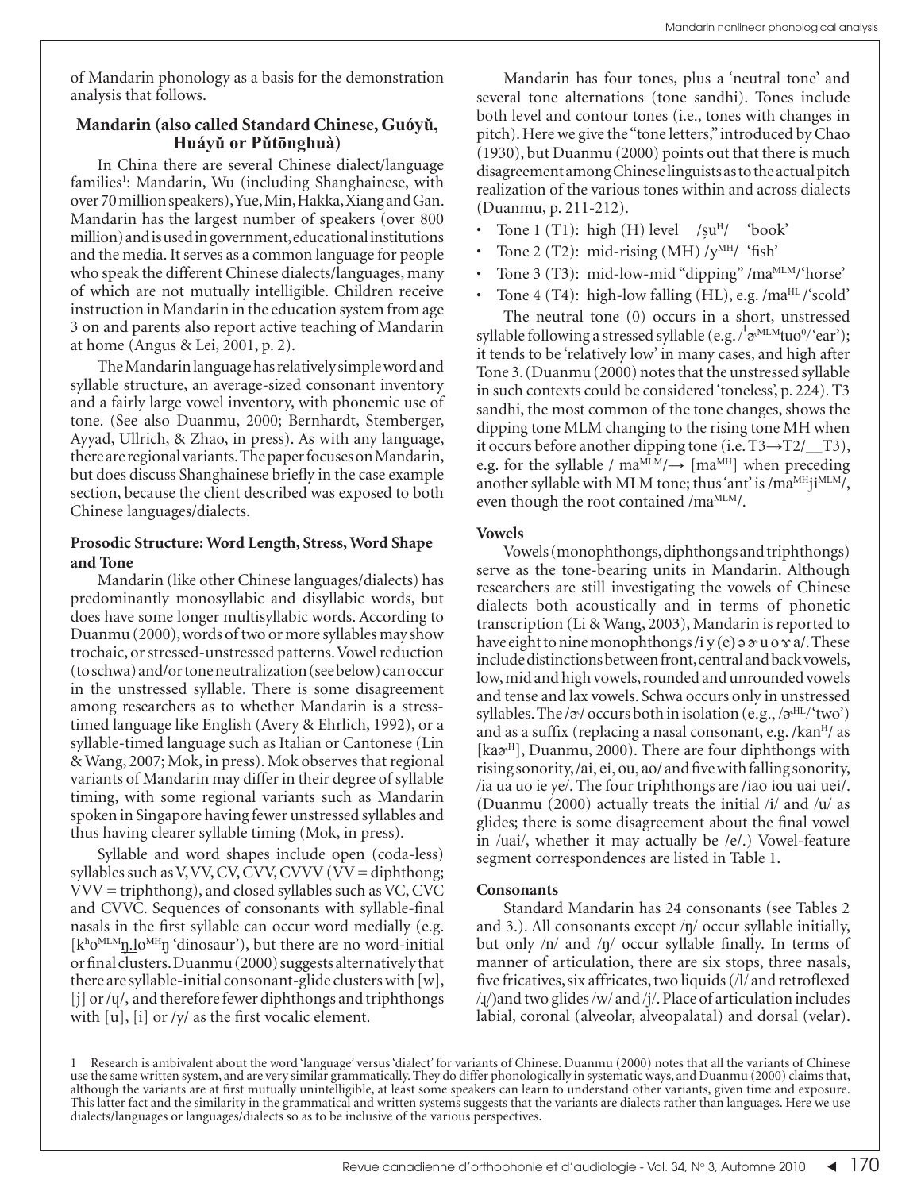of Mandarin phonology as a basis for the demonstration analysis that follows.

### Mandarin (also called Standard Chinese, Guóyǔ, Huáyǔ or Pǔtōnghuà)

In China there are several Chinese dialect/language families[1]: Mandarin, Wu (including Shanghainese, with over 70 million speakers), Yue, Min, Hakka, Xiang and Gan. Mandarin has the largest number of speakers (over 800 million) and is used in government, educational institutions and the media. It serves as a common language for people who speak the different Chinese dialects/languages, many of which are not mutually intelligible. Children receive instruction in Mandarin in the education system from age 3 on and parents also report active teaching of Mandarin at home (Angus & Lei, 2001, p. 2).

The Mandarin language has relatively simple word and syllable structure, an average-sized consonant inventory and a fairly large vowel inventory, with phonemic use of tone. (See also Duanmu, 2000; Bernhardt, Stemberger, Ayyad, Ullrich, & Zhao, in press). As with any language, there are regional variants. The paper focuses on Mandarin, but does discuss Shanghainese briefly in the case example section, because the client described was exposed to both Chinese languages/dialects.

#### Prosodic Structure: Word Length, Stress, Word Shape and Tone

Mandarin (like other Chinese languages/dialects) has predominantly monosyllabic and disyllabic words, but does have some longer multisyllabic words. According to Duanmu (2000), words of two or more syllables may show trochaic, or stressed-unstressed patterns. Vowel reduction (to schwa) and/or tone neutralization (see below) can occur in the unstressed syllable. There is some disagreement among researchers as to whether Mandarin is a stress-timed language like English (Avery & Ehrlich, 1992), or a syllable-timed language such as Italian or Cantonese (Lin & Wang, 2007; Mok, in press). Mok observes that regional variants of Mandarin may differ in their degree of syllable timing, with some regional variants such as Mandarin spoken in Singapore having fewer unstressed syllables and thus having clearer syllable timing (Mok, in press).

Syllable and word shapes include open (coda-less) syllables such as V, VV, CV, CVV, CVVV (VV = diphthong; VVV = triphthong), and closed syllables such as VC, CVC and CVVC. Sequences of consonants with syllable-final nasals in the first syllable can occur word medially (e.g. [kʰo$^{MLM}$ŋ.lo$^{MH}$ŋ 'dinosaur'), but there are no word-initial or final clusters. Duanmu (2000) suggests alternatively that there are syllable-initial consonant-glide clusters with [w], [j] or /ɥ/, and therefore fewer diphthongs and triphthongs with [u], [i] or /y/ as the first vocalic element.

Mandarin has four tones, plus a 'neutral tone' and several tone alternations (tone sandhi). Tones include both level and contour tones (i.e., tones with changes in pitch). Here we give the "tone letters," introduced by Chao (1930), but Duanmu (2000) points out that there is much disagreement among Chinese linguists as to the actual pitch realization of the various tones within and across dialects (Duanmu, p. 211-212).

- Tone 1 (T1): high (H) level /ʂu$^{H}$/ 'book'
- Tone 2 (T2): mid-rising (MH) /y$^{MH}$/ 'fish'
- Tone 3 (T3): mid-low-mid "dipping" /ma$^{MLM}$/'horse'
- Tone 4 (T4): high-low falling (HL), e.g. /ma$^{HL}$/'scold'

The neutral tone (0) occurs in a short, unstressed syllable following a stressed syllable (e.g., /ˈɚ$^{MLM}$tuo$^{0}$/'ear'); it tends to be 'relatively low' in many cases, and high after Tone 3. (Duanmu (2000) notes that the unstressed syllable in such contexts could be considered 'toneless', p. 224). T3 sandhi, the most common of the tone changes, shows the dipping tone MLM changing to the rising tone MH when it occurs before another dipping tone (i.e. T3→T2/__T3), e.g. for the syllable / ma$^{MLM}$/→ [ma$^{MH}$] when preceding another syllable with MLM tone; thus 'ant' is /ma$^{MH}$ji$^{MLM}$/, even though the root contained /ma$^{MLM}$/.

#### Vowels

Vowels (monophthongs, diphthongs and triphthongs) serve as the tone-bearing units in Mandarin. Although researchers are still investigating the vowels of Chinese dialects both acoustically and in terms of phonetic transcription (Li & Wang, 2003), Mandarin is reported to have eight to nine monophthongs /i y (e) ə ɚ u o ɤ a/. These include distinctions between front, central and back vowels, low, mid and high vowels, rounded and unrounded vowels and tense and lax vowels. Schwa occurs only in unstressed syllables. The /ɚ/ occurs both in isolation (e.g., /ɚ$^{HL}$/'two') and as a suffix (replacing a nasal consonant, e.g. /kan$^{H}$/ as [kaɚ$^{H}$], Duanmu, 2000). There are four diphthongs with rising sonority, /ai, ei, ou, ao/ and five with falling sonority, /ia ua uo ie ye/. The four triphthongs are /iao iou uai uei/. (Duanmu (2000) actually treats the initial /i/ and /u/ as glides; there is some disagreement about the final vowel in /uai/, whether it may actually be /e/.) Vowel-feature segment correspondences are listed in Table 1.

#### Consonants

Standard Mandarin has 24 consonants (see Tables 2 and 3.). All consonants except /ŋ/ occur syllable initially, but only /n/ and /ŋ/ occur syllable finally. In terms of manner of articulation, there are six stops, three nasals, five fricatives, six affricates, two liquids (/l/ and retroflexed /ɻ/)and two glides /w/ and /j/. Place of articulation includes labial, coronal (alveolar, alveopalatal) and dorsal (velar).

[1] Research is ambivalent about the word 'language' versus 'dialect' for variants of Chinese. Duanmu (2000) notes that all the variants of Chinese use the same written system, and are very similar grammatically. They do differ phonologically in systematic ways, and Duanmu (2000) claims that, although the variants are at first mutually unintelligible, at least some speakers can learn to understand other variants, given time and exposure. This latter fact and the similarity in the grammatical and written systems suggests that the variants are dialects rather than languages. Here we use dialects/languages or languages/dialects so as to be inclusive of the various perspectives.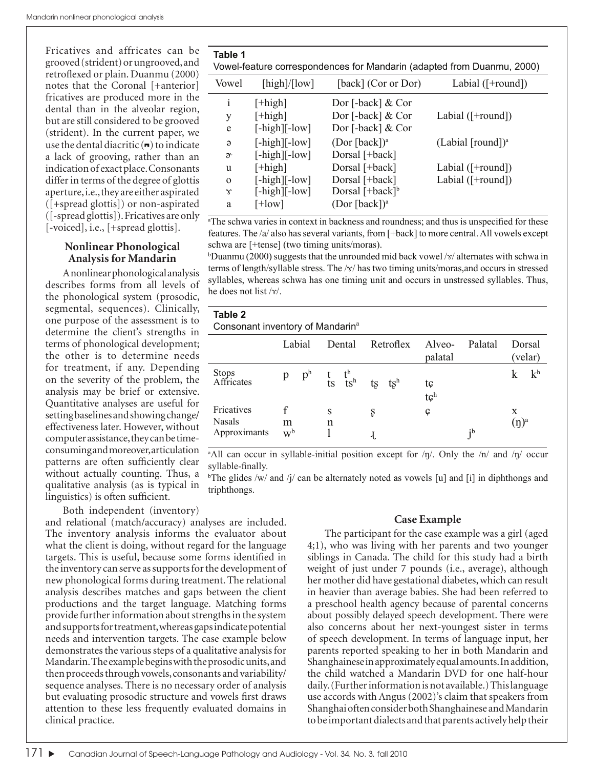Fricatives and affricates can be grooved (strident) or ungrooved, and retroflexed or plain. Duanmu (2000) notes that the Coronal [+anterior] fricatives are produced more in the dental than in the alveolar region, but are still considered to be grooved (strident). In the current paper, we use the dental diacritic (◌̪) to indicate a lack of grooving, rather than an indication of exact place. Consonants differ in terms of the degree of glottis aperture, i.e., they are either aspirated ([+spread glottis]) or non-aspirated ([-spread glottis]). Fricatives are only [-voiced], i.e., [+spread glottis].

### Nonlinear Phonological Analysis for Mandarin

A nonlinear phonological analysis describes forms from all levels of the phonological system (prosodic, segmental, sequences). Clinically, one purpose of the assessment is to determine the client's strengths in terms of phonological development; the other is to determine needs for treatment, if any. Depending on the severity of the problem, the analysis may be brief or extensive. Quantitative analyses are useful for setting baselines and showing change/effectiveness later. However, without computer assistance, they can be time-consuming and moreover, articulation patterns are often sufficiently clear without actually counting. Thus, a qualitative analysis (as is typical in linguistics) is often sufficient.

Both independent (inventory) and relational (match/accuracy) analyses are included. The inventory analysis informs the evaluator about what the client is doing, without regard for the language targets. This is useful, because some forms identified in the inventory can serve as supports for the development of new phonological forms during treatment. The relational analysis describes matches and gaps between the client productions and the target language. Matching forms provide further information about strengths in the system and supports for treatment, whereas gaps indicate potential needs and intervention targets. The case example below demonstrates the various steps of a qualitative analysis for Mandarin. The example begins with the prosodic units, and then proceeds through vowels, consonants and variability/sequence analyses. There is no necessary order of analysis but evaluating prosodic structure and vowels first draws attention to these less frequently evaluated domains in clinical practice.

**Table 1**
Vowel-feature correspondences for Mandarin (adapted from Duanmu, 2000)

| Vowel | [high]/[low] | [back] (Cor or Dor) | Labial ([+round]) |
|---|---|---|---|
| i | [+high] | Dor [-back] & Cor | |
| y | [+high] | Dor [-back] & Cor | Labial ([+round]) |
| e | [-high][-low] | Dor [-back] & Cor | |
| ə | [-high][-low] | (Dor [back])[a] | (Labial [round])[a] |
| ɚ | [-high][-low] | Dorsal [+back] | |
| u | [+high] | Dorsal [+back] | Labial ([+round]) |
| o | [-high][-low] | Dorsal [+back] | Labial ([+round]) |
| ɤ | [-high][-low] | Dorsal [+back][b] | |
| a | [+low] | (Dor [back])[a] | |

[a]The schwa varies in context in backness and roundness; and thus is unspecified for these features. The /a/ also has several variants, from [+back] to more central. All vowels except schwa are [+tense] (two timing units/moras).

[b]Duanmu (2000) suggests that the unrounded mid back vowel /ɤ/ alternates with schwa in terms of length/syllable stress. The /ɤ/ has two timing units/moras, and occurs in stressed syllables, whereas schwa has one timing unit and occurs in unstressed syllables. Thus, he does not list /ɤ/.

**Table 2**
Consonant inventory of Mandarin[a]

| | Labial | Dental | Retroflex | Alveo-palatal | Palatal | Dorsal (velar) |
|---|---|---|---|---|---|---|
| Stops | p pʰ | t tʰ | | | | k kʰ |
| Affricates | | ts tsʰ | tʂ tʂʰ | tɕ tɕʰ | | |
| Fricatives | f | s | ʂ | ɕ | | x |
| Nasals | m | n | | | | (ŋ)[a] |
| Approximants | w[b] | l | ɻ | | j[b] | |

[a]All can occur in syllable-initial position except for /ŋ/. Only the /n/ and /ŋ/ occur syllable-finally.

[b]The glides /w/ and /j/ can be alternately noted as vowels [u] and [i] in diphthongs and triphthongs.

### Case Example

The participant for the case example was a girl (aged 4;1), who was living with her parents and two younger siblings in Canada. The child for this study had a birth weight of just under 7 pounds (i.e., average), although her mother did have gestational diabetes, which can result in heavier than average babies. She had been referred to a preschool health agency because of parental concerns about possibly delayed speech development. There were also concerns about her next-youngest sister in terms of speech development. In terms of language input, her parents reported speaking to her in both Mandarin and Shanghainese in approximately equal amounts. In addition, the child watched a Mandarin DVD for one half-hour daily. (Further information is not available.) This language use accords with Angus (2002)'s claim that speakers from Shanghai often consider both Shanghainese and Mandarin to be important dialects and that parents actively help their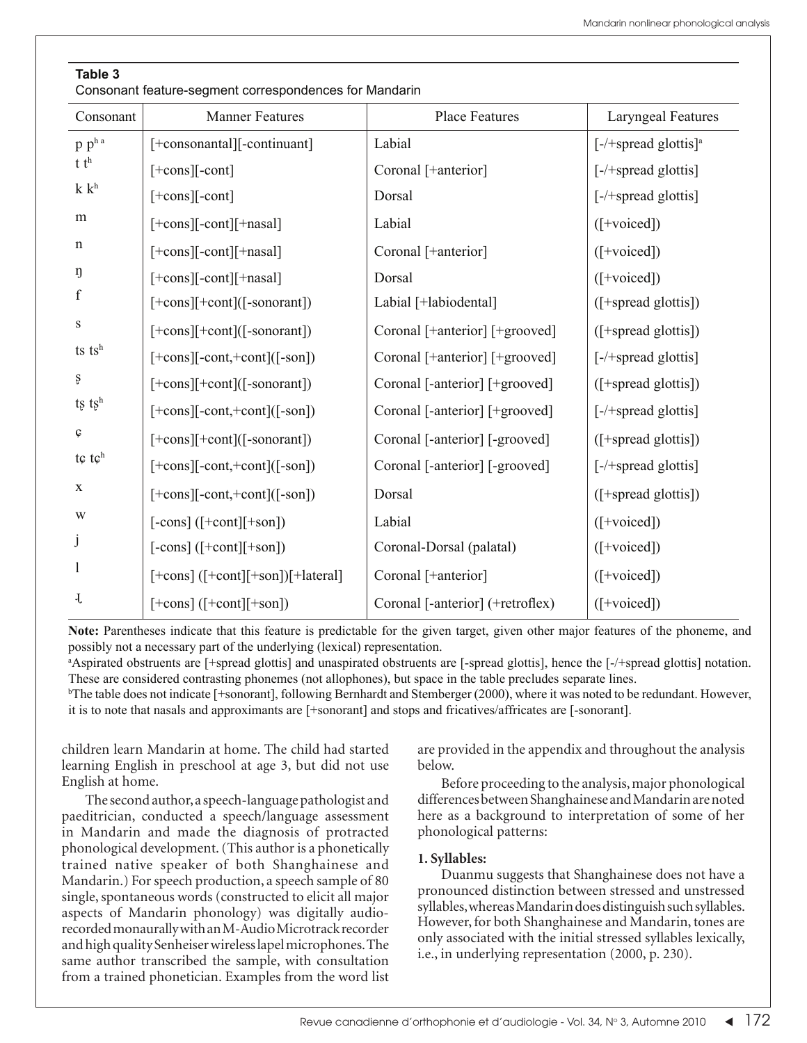**Table 3**
Consonant feature-segment correspondences for Mandarin

| Consonant | Manner Features | Place Features | Laryngeal Features |
|---|---|---|---|
| p pʰ [a] | [+consonantal][-continuant] | Labial | [-/+spread glottis][a] |
| t tʰ | [+cons][-cont] | Coronal [+anterior] | [-/+spread glottis] |
| k kʰ | [+cons][-cont] | Dorsal | [-/+spread glottis] |
| m | [+cons][-cont][+nasal] | Labial | ([+voiced]) |
| n | [+cons][-cont][+nasal] | Coronal [+anterior] | ([+voiced]) |
| ŋ | [+cons][-cont][+nasal] | Dorsal | ([+voiced]) |
| f | [+cons][+cont]([-sonorant]) | Labial [+labiodental] | ([+spread glottis]) |
| s | [+cons][+cont]([-sonorant]) | Coronal [+anterior] [+grooved] | ([+spread glottis]) |
| ts tsʰ | [+cons][-cont,+cont]([-son]) | Coronal [+anterior] [+grooved] | [-/+spread glottis] |
| ʂ | [+cons][+cont]([-sonorant]) | Coronal [-anterior] [+grooved] | ([+spread glottis]) |
| tʂ tʂʰ | [+cons][-cont,+cont]([-son]) | Coronal [-anterior] [+grooved] | [-/+spread glottis] |
| ɕ | [+cons][+cont]([-sonorant]) | Coronal [-anterior] [-grooved] | ([+spread glottis]) |
| tɕ tɕʰ | [+cons][-cont,+cont]([-son]) | Coronal [-anterior] [-grooved] | [-/+spread glottis] |
| x | [+cons][-cont,+cont]([-son]) | Dorsal | ([+spread glottis]) |
| w | [-cons] ([+cont][+son]) | Labial | ([+voiced]) |
| j | [-cons] ([+cont][+son]) | Coronal-Dorsal (palatal) | ([+voiced]) |
| l | [+cons] ([+cont][+son])[+lateral] | Coronal [+anterior] | ([+voiced]) |
| ɻ | [+cons] ([+cont][+son]) | Coronal [-anterior] (+retroflex) | ([+voiced]) |

**Note:** Parentheses indicate that this feature is predictable for the given target, given other major features of the phoneme, and possibly not a necessary part of the underlying (lexical) representation.
[a]Aspirated obstruents are [+spread glottis] and unaspirated obstruents are [-spread glottis], hence the [-/+spread glottis] notation. These are considered contrasting phonemes (not allophones), but space in the table precludes separate lines.
[b]The table does not indicate [+sonorant], following Bernhardt and Stemberger (2000), where it was noted to be redundant. However, it is to note that nasals and approximants are [+sonorant] and stops and fricatives/affricates are [-sonorant].

children learn Mandarin at home. The child had started learning English in preschool at age 3, but did not use English at home.

The second author, a speech-language pathologist and paeditrician, conducted a speech/language assessment in Mandarin and made the diagnosis of protracted phonological development. (This author is a phonetically trained native speaker of both Shanghainese and Mandarin.) For speech production, a speech sample of 80 single, spontaneous words (constructed to elicit all major aspects of Mandarin phonology) was digitally audio-recorded monaurally with an M-Audio Microtrack recorder and high quality Senheiser wireless lapel microphones. The same author transcribed the sample, with consultation from a trained phonetician. Examples from the word list are provided in the appendix and throughout the analysis below.

Before proceeding to the analysis, major phonological differences between Shanghainese and Mandarin are noted here as a background to interpretation of some of her phonological patterns:

**1. Syllables:**

Duanmu suggests that Shanghainese does not have a pronounced distinction between stressed and unstressed syllables, whereas Mandarin does distinguish such syllables. However, for both Shanghainese and Mandarin, tones are only associated with the initial stressed syllables lexically, i.e., in underlying representation (2000, p. 230).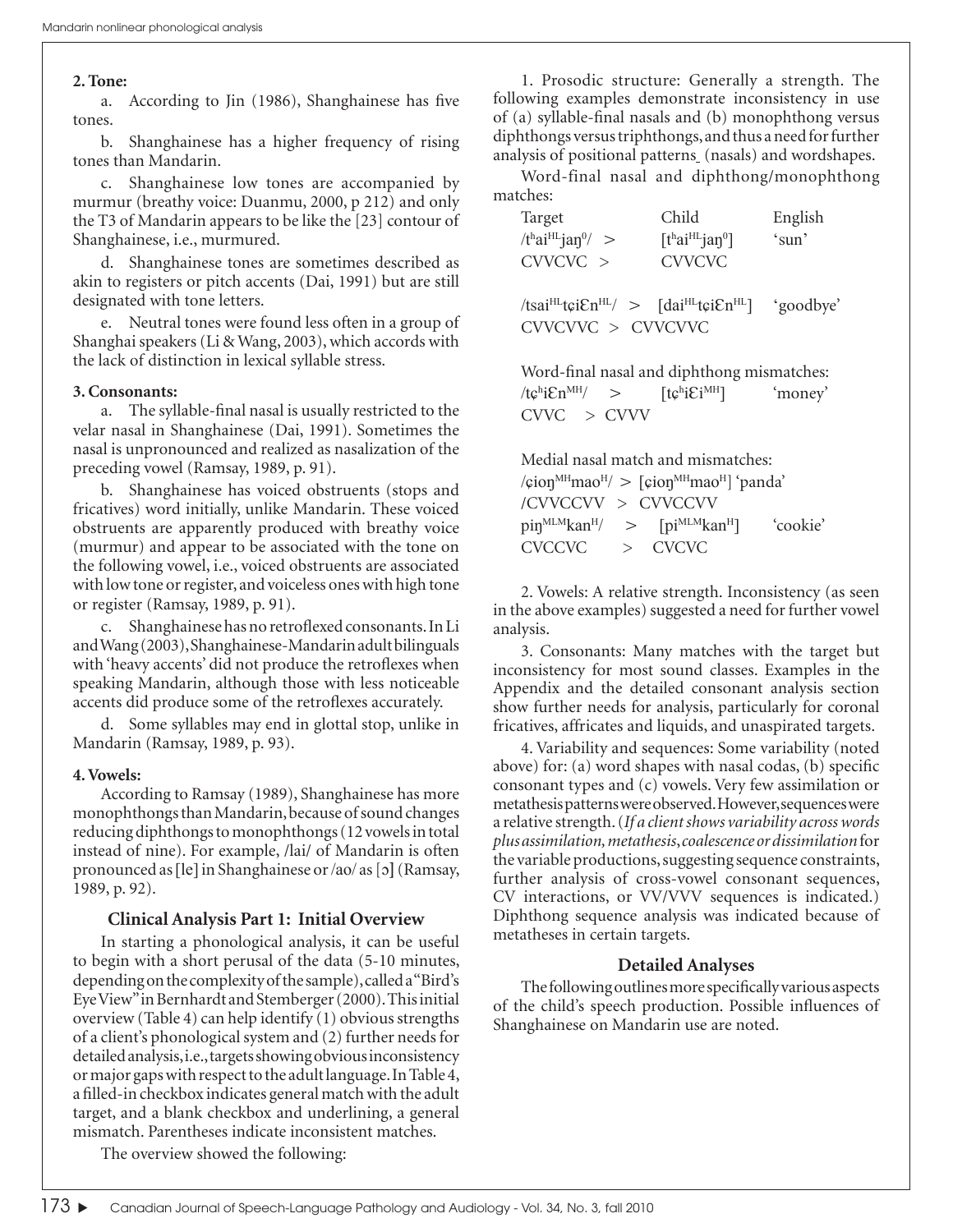**2. Tone:**

a. According to Jin (1986), Shanghainese has five tones.

b. Shanghainese has a higher frequency of rising tones than Mandarin.

c. Shanghainese low tones are accompanied by murmur (breathy voice: Duanmu, 2000, p 212) and only the T3 of Mandarin appears to be like the [23] contour of Shanghainese, i.e., murmured.

d. Shanghainese tones are sometimes described as akin to registers or pitch accents (Dai, 1991) but are still designated with tone letters.

e. Neutral tones were found less often in a group of Shanghai speakers (Li & Wang, 2003), which accords with the lack of distinction in lexical syllable stress.

**3. Consonants:**

a. The syllable-final nasal is usually restricted to the velar nasal in Shanghainese (Dai, 1991). Sometimes the nasal is unpronounced and realized as nasalization of the preceding vowel (Ramsay, 1989, p. 91).

b. Shanghainese has voiced obstruents (stops and fricatives) word initially, unlike Mandarin. These voiced obstruents are apparently produced with breathy voice (murmur) and appear to be associated with the tone on the following vowel, i.e., voiced obstruents are associated with low tone or register, and voiceless ones with high tone or register (Ramsay, 1989, p. 91).

c. Shanghainese has no retroflexed consonants. In Li and Wang (2003), Shanghainese-Mandarin adult bilinguals with 'heavy accents' did not produce the retroflexes when speaking Mandarin, although those with less noticeable accents did produce some of the retroflexes accurately.

d. Some syllables may end in glottal stop, unlike in Mandarin (Ramsay, 1989, p. 93).

**4. Vowels:**

According to Ramsay (1989), Shanghainese has more monophthongs than Mandarin, because of sound changes reducing diphthongs to monophthongs (12 vowels in total instead of nine). For example, /lai/ of Mandarin is often pronounced as [le] in Shanghainese or /ao/ as [ɔ] (Ramsay, 1989, p. 92).

### Clinical Analysis Part 1: Initial Overview

In starting a phonological analysis, it can be useful to begin with a short perusal of the data (5-10 minutes, depending on the complexity of the sample), called a "Bird's Eye View" in Bernhardt and Stemberger (2000). This initial overview (Table 4) can help identify (1) obvious strengths of a client's phonological system and (2) further needs for detailed analysis, i.e., targets showing obvious inconsistency or major gaps with respect to the adult language. In Table 4, a filled-in checkbox indicates general match with the adult target, and a blank checkbox and underlining, a general mismatch. Parentheses indicate inconsistent matches.

The overview showed the following:

1. Prosodic structure: Generally a strength. The following examples demonstrate inconsistency in use of (a) syllable-final nasals and (b) monophthong versus diphthongs versus triphthongs, and thus a need for further analysis of positional patterns (nasals) and wordshapes.

Word-final nasal and diphthong/monophthong matches:

| Target | Child | English |
|---|---|---|
| /tʰai$^{HL}$jaŋ$^{0}$/ > | [tʰai$^{HL}$jaŋ$^{0}$] | 'sun' |
| CVVCVC > | CVVCVC | |
| /tsai$^{HL}$tɕiƐn$^{HL}$/ > | [dai$^{HL}$tɕiƐn$^{HL}$] | 'goodbye' |
| CVVCVVC > | CVVCVVC | |

Word-final nasal and diphthong mismatches:

| | | |
|---|---|---|
| /tɕʰiƐn$^{MH}$/ > | [tɕʰiƐi$^{MH}$] | 'money' |
| CVVC > CVVV | | |

Medial nasal match and mismatches:

| | | |
|---|---|---|
| /ɕioŋ$^{MH}$mao$^{H}$/ > | [ɕioŋ$^{MH}$mao$^{H}$] | 'panda' |
| /CVVCCVV > | CVVCCVV | |
| piŋ$^{MLM}$kan$^{H}$/ > | [pi$^{MLM}$kan$^{H}$] | 'cookie' |
| CVCCVC > | CVCVC | |

2. Vowels: A relative strength. Inconsistency (as seen in the above examples) suggested a need for further vowel analysis.

3. Consonants: Many matches with the target but inconsistency for most sound classes. Examples in the Appendix and the detailed consonant analysis section show further needs for analysis, particularly for coronal fricatives, affricates and liquids, and unaspirated targets.

4. Variability and sequences: Some variability (noted above) for: (a) word shapes with nasal codas, (b) specific consonant types and (c) vowels. Very few assimilation or metathesis patterns were observed. However, sequences were a relative strength. (*If a client shows variability across words plus assimilation, metathesis, coalescence or dissimilation* for the variable productions, suggesting sequence constraints, further analysis of cross-vowel consonant sequences, CV interactions, or VV/VVV sequences is indicated.) Diphthong sequence analysis was indicated because of metatheses in certain targets.

### Detailed Analyses

The following outlines more specifically various aspects of the child's speech production. Possible influences of Shanghainese on Mandarin use are noted.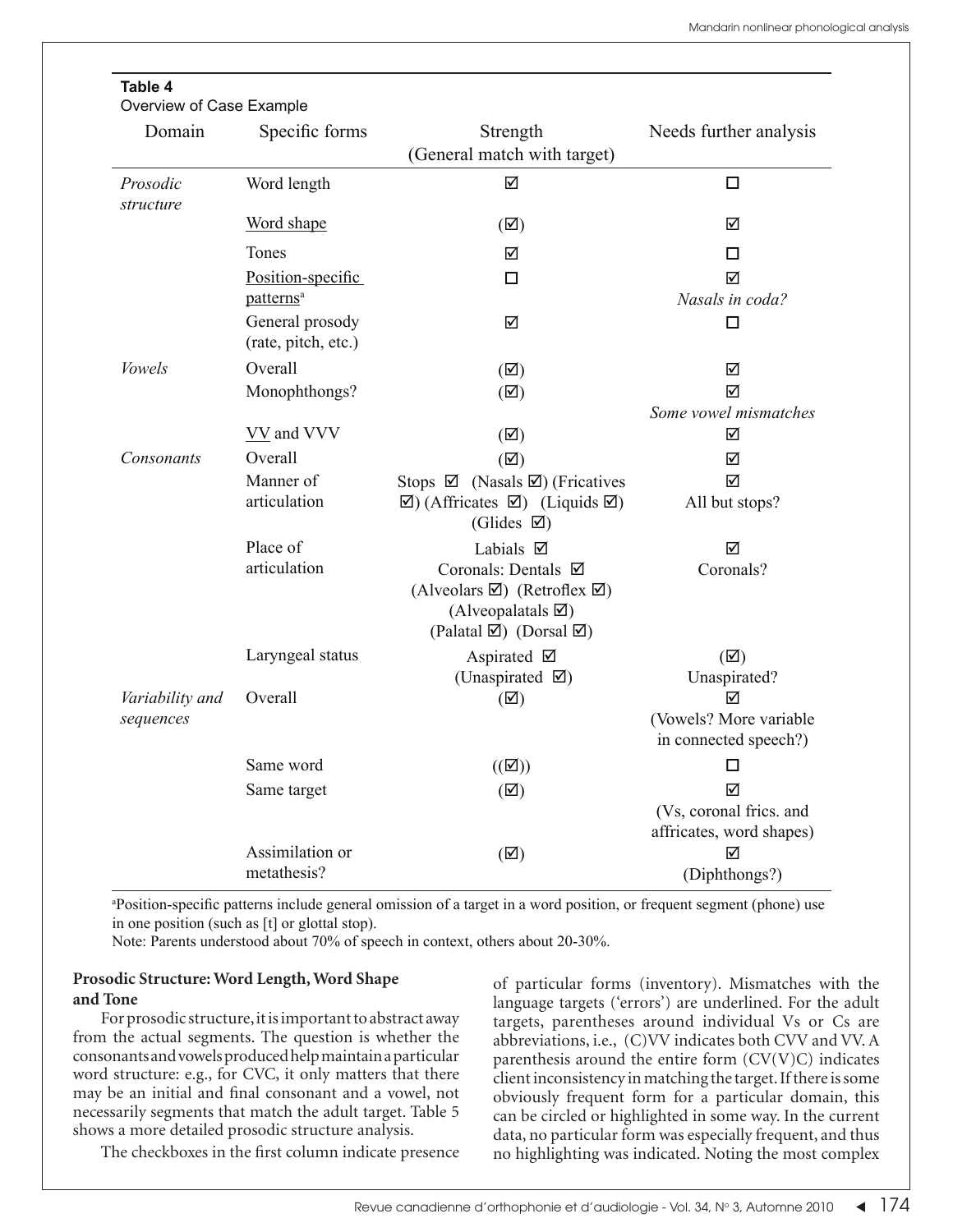**Table 4**
Overview of Case Example

| Domain | Specific forms | Strength (General match with target) | Needs further analysis |
|---|---|---|---|
| *Prosodic structure* | Word length | ☑ | ☐ |
| | Word shape | (☑) | ☑ |
| | Tones | ☑ | ☐ |
| | Position-specific patterns[a] | ☐ | ☑ *Nasals in coda?* |
| | General prosody (rate, pitch, etc.) | ☑ | ☐ |
| *Vowels* | Overall | (☑) | ☑ |
| | Monophthongs? | (☑) | ☑ *Some vowel mismatches* |
| | VV and VVV | (☑) | ☑ |
| *Consonants* | Overall | (☑) | ☑ |
| | Manner of articulation | Stops ☑ (Nasals ☑) (Fricatives ☑) (Affricates ☑) (Liquids ☑) (Glides ☑) | ☑ All but stops? |
| | Place of articulation | Labials ☑ Coronals: Dentals ☑ (Alveolars ☑) (Retroflex ☑) (Alveopalatals ☑) (Palatal ☑) (Dorsal ☑) | ☑ Coronals? |
| | Laryngeal status | Aspirated ☑ (Unaspirated ☑) | (☑) Unaspirated? |
| *Variability and sequences* | Overall | (☑) | ☑ (Vowels? More variable in connected speech?) |
| | Same word | ((☑)) | ☐ |
| | Same target | (☑) | ☑ (Vs, coronal frics. and affricates, word shapes) |
| | Assimilation or metathesis? | (☑) | ☑ (Diphthongs?) |

[a]Position-specific patterns include general omission of a target in a word position, or frequent segment (phone) use in one position (such as [t] or glottal stop).
Note: Parents understood about 70% of speech in context, others about 20-30%.

**Prosodic Structure: Word Length, Word Shape and Tone**

For prosodic structure, it is important to abstract away from the actual segments. The question is whether the consonants and vowels produced help maintain a particular word structure: e.g., for CVC, it only matters that there may be an initial and final consonant and a vowel, not necessarily segments that match the adult target. Table 5 shows a more detailed prosodic structure analysis.

The checkboxes in the first column indicate presence of particular forms (inventory). Mismatches with the language targets ('errors') are underlined. For the adult targets, parentheses around individual Vs or Cs are abbreviations, i.e., (C)VV indicates both CVV and VV. A parenthesis around the entire form (CV(V)C) indicates client inconsistency in matching the target. If there is some obviously frequent form for a particular domain, this can be circled or highlighted in some way. In the current data, no particular form was especially frequent, and thus no highlighting was indicated. Noting the most complex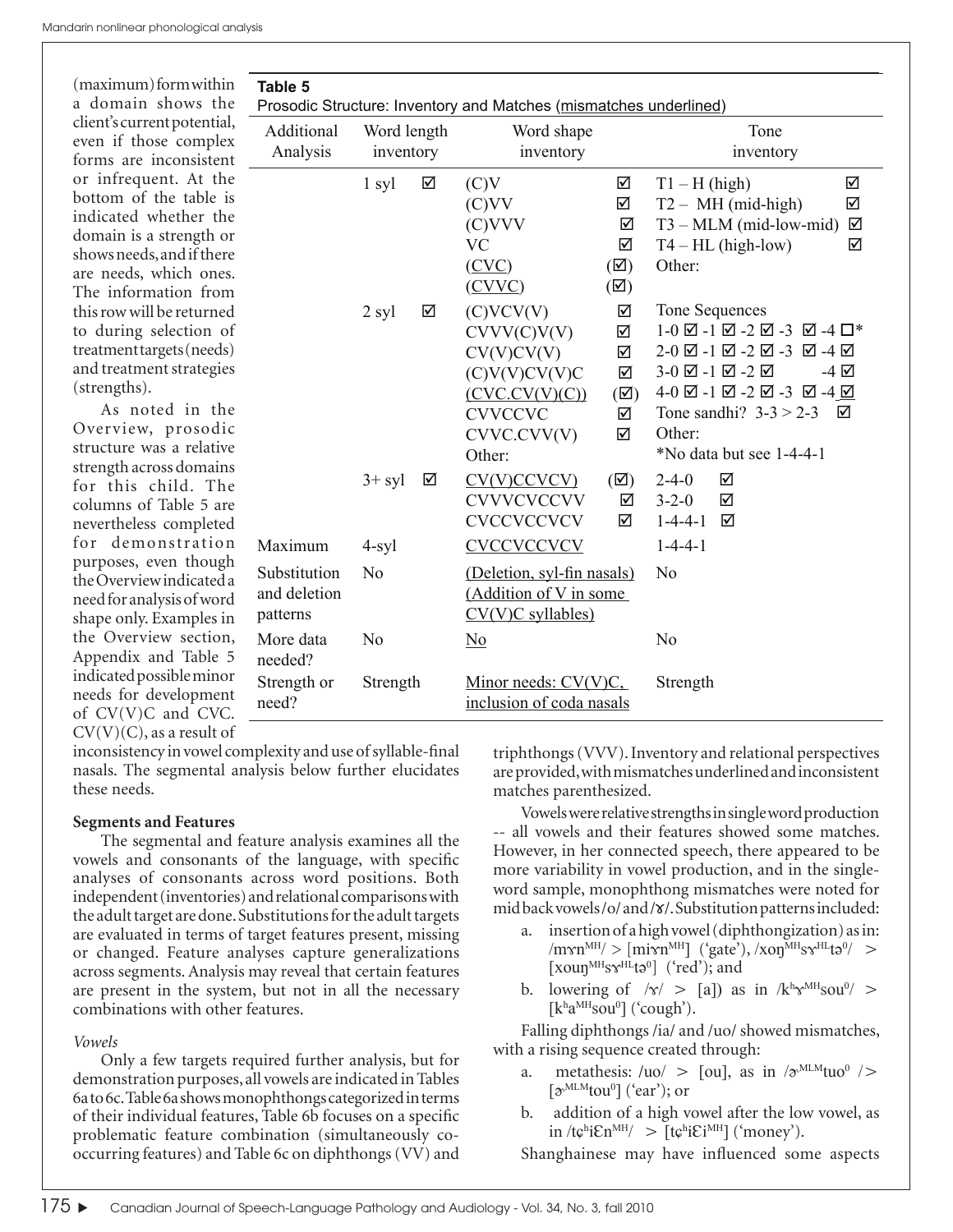(maximum) form within a domain shows the client's current potential, even if those complex forms are inconsistent or infrequent. At the bottom of the table is indicated whether the domain is a strength or shows needs, and if there are needs, which ones. The information from this row will be returned to during selection of treatment targets (needs) and treatment strategies (strengths).

As noted in the Overview, prosodic structure was a relative strength across domains for this child. The columns of Table 5 are nevertheless completed for demonstration purposes, even though the Overview indicated a need for analysis of word shape only. Examples in the Overview section, Appendix and Table 5 indicated possible minor needs for development of CV(V)C and CVC. CV(V)(C), as a result of inconsistency in vowel complexity and use of syllable-final nasals. The segmental analysis below further elucidates these needs.

**Table 5**
Prosodic Structure: Inventory and Matches (mismatches underlined)

| Additional Analysis | Word length inventory | | Word shape inventory | | Tone inventory |
|---|---|---|---|---|---|
| | 1 syl | ☑ | (C)V | ☑ | T1 – H (high) ☑ |
| | | | (C)VV | ☑ | T2 – MH (mid-high) ☑ |
| | | | (C)VVV | ☑ | T3 – MLM (mid-low-mid) ☑ |
| | | | VC | ☑ | T4 – HL (high-low) ☑ |
| | | | <u>(CVC)</u> | (☑) | Other: |
| | | | <u>(CVVC)</u> | (☑) | |
| | 2 syl | ☑ | (C)VCV(V) | ☑ | Tone Sequences |
| | | | CVVV(C)V(V) | ☑ | 1-0 ☑ -1 ☑ -2 ☑ -3 ☑ -4 ☐* |
| | | | CV(V)CV(V) | ☑ | 2-0 ☑ -1 ☑ -2 ☑ -3 ☑ -4 ☑ |
| | | | (C)V(V)CV(V)C | ☑ | 3-0 ☑ -1 ☑ -2 ☑ -4 ☑ |
| | | | <u>(CVC.CV(V)(C))</u> | (☑) | 4-0 ☑ -1 ☑ -2 ☑ -3 ☑ -4 <u>☑</u> |
| | | | CVVCCVC | ☑ | Tone sandhi? 3-3 > 2-3 ☑ |
| | | | CVVC.CVV(V) | ☑ | Other: |
| | | | Other: | | *No data but see 1-4-4-1 |
| | 3+ syl | ☑ | <u>CV(V)CCVCV)</u> | (☑) | 2-4-0 ☑ |
| | | | CVVVCVCCVV | ☑ | 3-2-0 ☑ |
| | | | CVCCVCCVCV | ☑ | 1-4-4-1 ☑ |
| Maximum | 4-syl | | <u>CVCCVCCVCV</u> | | 1-4-4-1 |
| Substitution and deletion patterns | No | | <u>(Deletion, syl-fin nasals)</u> <u>(Addition of V in some CV(V)C syllables)</u> | | No |
| More data needed? | No | | <u>No</u> | | No |
| Strength or need? | Strength | | <u>Minor needs: CV(V)C, inclusion of coda nasals</u> | | Strength |

## Segments and Features

The segmental and feature analysis examines all the vowels and consonants of the language, with specific analyses of consonants across word positions. Both independent (inventories) and relational comparisons with the adult target are done. Substitutions for the adult targets are evaluated in terms of target features present, missing or changed. Feature analyses capture generalizations across segments. Analysis may reveal that certain features are present in the system, but not in all the necessary combinations with other features.

### *Vowels*

Only a few targets required further analysis, but for demonstration purposes, all vowels are indicated in Tables 6a to 6c. Table 6a shows monophthongs categorized in terms of their individual features, Table 6b focuses on a specific problematic feature combination (simultaneously co-occurring features) and Table 6c on diphthongs (VV) and triphthongs (VVV). Inventory and relational perspectives are provided, with mismatches underlined and inconsistent matches parenthesized.

Vowels were relative strengths in single word production -- all vowels and their features showed some matches. However, in her connected speech, there appeared to be more variability in vowel production, and in the single-word sample, monophthong mismatches were noted for mid back vowels /o/ and /ɤ/. Substitution patterns included:

a. insertion of a high vowel (diphthongization) as in: /mɤn$^{MH}$/ > [miɤn$^{MH}$] ('gate'), /xoŋ$^{MH}$sɤ$^{HL}$tə$^{0}$/ > [xouŋ$^{MH}$sɤ$^{HL}$tə$^{0}$] ('red'); and

b. lowering of /ɤ/ > [a]) as in /kʰɤ$^{MH}$sou$^{0}$/ > [kʰa$^{MH}$sou$^{0}$] ('cough').

Falling diphthongs /ia/ and /uo/ showed mismatches, with a rising sequence created through:

a. metathesis: /uo/ > [ou], as in /ɚ$^{MLM}$tuo$^{0}$ /> [ɚ$^{MLM}$tou$^{0}$] ('ear'); or

b. addition of a high vowel after the low vowel, as in /tɕʰiƐn$^{MH}$/ > [tɕʰiƐi$^{MH}$] ('money').

Shanghainese may have influenced some aspects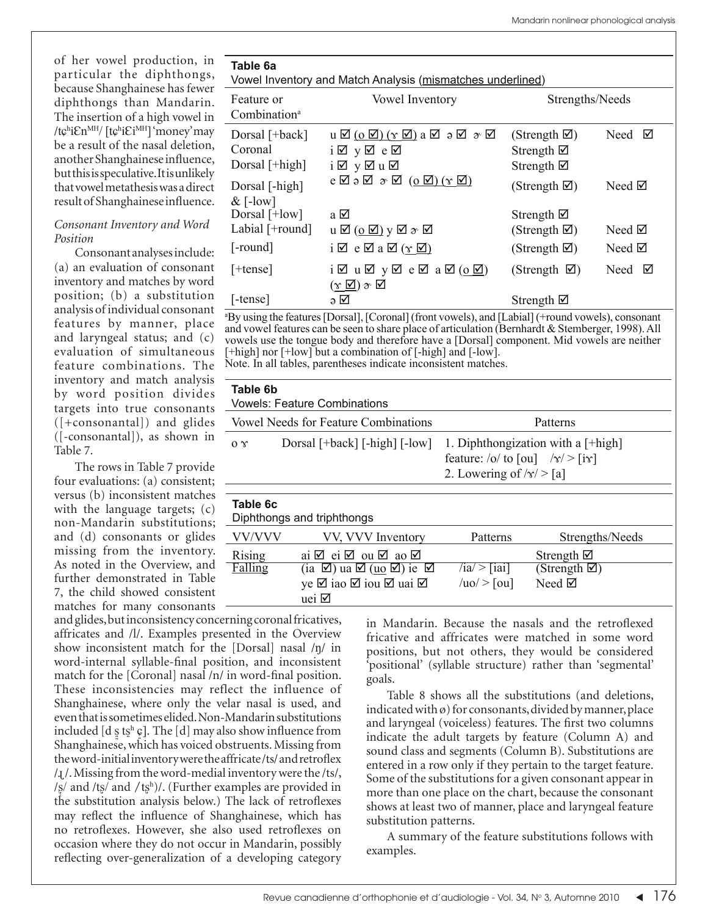of her vowel production, in particular the diphthongs, because Shanghainese has fewer diphthongs than Mandarin. The insertion of a high vowel in /tɕʰiƐn[MH]/ [tɕʰiƐi[MH]] 'money' may be a result of the nasal deletion, another Shanghainese influence, but this is speculative. It is unlikely that vowel metathesis was a direct result of Shanghainese influence.

*Consonant Inventory and Word Position*

Consonant analyses include: (a) an evaluation of consonant inventory and matches by word position; (b) a substitution analysis of individual consonant features by manner, place and laryngeal status; and (c) evaluation of simultaneous feature combinations. The inventory and match analysis by word position divides targets into true consonants ([+consonantal]) and glides ([-consonantal]), as shown in Table 7.

The rows in Table 7 provide four evaluations: (a) consistent; versus (b) inconsistent matches with the language targets; (c) non-Mandarin substitutions; and (d) consonants or glides missing from the inventory. As noted in the Overview, and further demonstrated in Table 7, the child showed consistent matches for many consonants and glides, but inconsistency concerning coronal fricatives, affricates and /l/. Examples presented in the Overview show inconsistent match for the [Dorsal] nasal /ŋ/ in word-internal syllable-final position, and inconsistent match for the [Coronal] nasal /n/ in word-final position. These inconsistencies may reflect the influence of Shanghainese, where only the velar nasal is used, and even that is sometimes elided. Non-Mandarin substitutions included [d ʂ̻ tʂ̻ʰ ɕ̻]. The [d] may also show influence from Shanghainese, which has voiced obstruents. Missing from the word-initial inventory were the affricate /ts/ and retroflex /ɻ/. Missing from the word-medial inventory were the /ts/, /ʂ/ and /tʂ/ and /tʂʰ)/. (Further examples are provided in the substitution analysis below.) The lack of retroflexes may reflect the influence of Shanghainese, which has no retroflexes. However, she also used retroflexes on occasion where they do not occur in Mandarin, possibly reflecting over-generalization of a developing category in Mandarin. Because the nasals and the retroflexed fricative and affricates were matched in some word positions, but not others, they would be considered 'positional' (syllable structure) rather than 'segmental' goals.

Table 8 shows all the substitutions (and deletions, indicated with ø) for consonants, divided by manner, place and laryngeal (voiceless) features. The first two columns indicate the adult targets by feature (Column A) and sound class and segments (Column B). Substitutions are entered in a row only if they pertain to the target feature. Some of the substitutions for a given consonant appear in more than one place on the chart, because the consonant shows at least two of manner, place and laryngeal feature substitution patterns.

A summary of the feature substitutions follows with examples.

**Table 6a**
Vowel Inventory and Match Analysis (mismatches underlined)

| Feature or Combination[a] | Vowel Inventory | Strengths/Needs | |
|---|---|---|---|
| Dorsal [+back] | u ☑ (<u>o ☑</u>) (<u>ɤ ☑</u>) a ☑ ə ☑ ɚ ☑ | (Strength ☑) | Need ☑ |
| Coronal | i ☑ y ☑ e ☑ | Strength ☑ | |
| Dorsal [+high] | i ☑ y ☑ u ☑ | Strength ☑ | |
| Dorsal [-high] & [-low] | e ☑ ə ☑ ɚ ☑ (<u>o ☑</u>) (<u>ɤ ☑</u>) | (Strength ☑) | Need ☑ |
| Dorsal [+low] | a ☑ | Strength ☑ | |
| Labial [+round] | u ☑ (<u>o ☑</u>) y ☑ ɚ ☑ | (Strength ☑) | Need ☑ |
| [-round] | i ☑ e ☑ a ☑ (<u>ɤ ☑</u>) | (Strength ☑) | Need ☑ |
| [+tense] | i ☑ u ☑ y ☑ e ☑ a ☑ (<u>o ☑</u>) (<u>ɤ ☑</u>) ɚ ☑ | (Strength ☑) | Need ☑ |
| [-tense] | ə ☑ | Strength ☑ | |

[a]By using the features [Dorsal], [Coronal] (front vowels), and [Labial] (+round vowels), consonant and vowel features can be seen to share place of articulation (Bernhardt & Stemberger, 1998). All vowels use the tongue body and therefore have a [Dorsal] component. Mid vowels are neither [+high] nor [+low] but a combination of [-high] and [-low].
Note. In all tables, parentheses indicate inconsistent matches.

**Table 6b**
Vowels: Feature Combinations

| Vowel Needs for Feature Combinations | | Patterns |
|---|---|---|
| o ɤ | Dorsal [+back] [-high] [-low] | 1. Diphthongization with a [+high] feature: /o/ to [ou] /ɤ/ > [iɤ]<br>2. Lowering of /ɤ/ > [a] |

**Table 6c**
Diphthongs and triphthongs

| VV/VVV | VV, VVV Inventory | Patterns | Strengths/Needs |
|---|---|---|---|
| Rising | ai ☑ ei ☑ ou ☑ ao ☑ | | Strength ☑ |
| Falling | (ia ☑) ua ☑ (<u>uo ☑</u>) ie ☑ ye ☑ iao ☑ iou ☑ uai ☑ uei ☑ | /ia/ > [iai]<br>/uo/ > [ou] | (Strength ☑)<br>Need ☑ |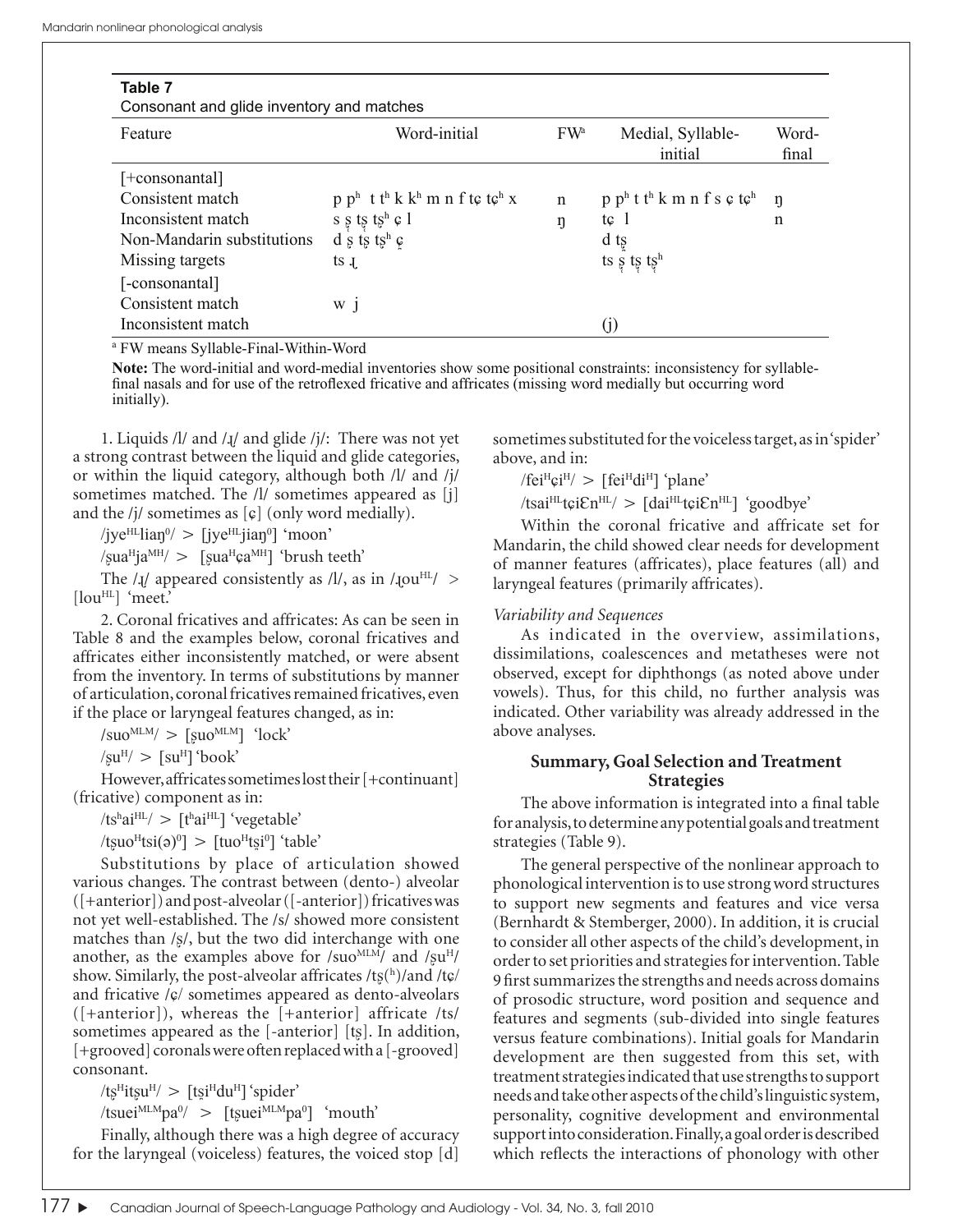**Table 7**
Consonant and glide inventory and matches

| Feature | Word-initial | FW[a] | Medial, Syllable-initial | Word-final |
|---|---|---|---|---|
| [+consonantal] | | | | |
| Consistent match | p pʰ t tʰ k kʰ m n f tɕ tɕʰ x | n | p pʰ t tʰ k m n f s ɕ tɕʰ | ŋ |
| Inconsistent match | s ʂ tʂ tʂʰ ɕ l | ŋ | tɕ l | n |
| Non-Mandarin substitutions | d s̪ ts̪ ts̪ʰ ɕ̪ | | d ts̪ | |
| Missing targets | ts ɻ | | ts ʂ tʂ tʂʰ | |
| [-consonantal] | | | | |
| Consistent match | w j | | | |
| Inconsistent match | | | (j) | |

[a] FW means Syllable-Final-Within-Word

**Note:** The word-initial and word-medial inventories show some positional constraints: inconsistency for syllable-final nasals and for use of the retroflexed fricative and affricates (missing word medially but occurring word initially).

1. Liquids /l/ and /ɻ/ and glide /j/: There was not yet a strong contrast between the liquid and glide categories, or within the liquid category, although both /l/ and /j/ sometimes matched. The /l/ sometimes appeared as [j] and the /j/ sometimes as [ɕ] (only word medially).

/jye^HL liaŋ^0/ > [jye^HL jiaŋ^0] 'moon'

/ʂua^H ja^MH/ > [ʂua^H ɕa^MH] 'brush teeth'

The /ɻ/ appeared consistently as /l/, as in /ɻou^HL/ > [lou^HL] 'meet.'

2. Coronal fricatives and affricates: As can be seen in Table 8 and the examples below, coronal fricatives and affricates either inconsistently matched, or were absent from the inventory. In terms of substitutions by manner of articulation, coronal fricatives remained fricatives, even if the place or laryngeal features changed, as in:

/suo^MLM/ > [ʂuo^MLM] 'lock'

/ʂu^H/ > [su^H] 'book'

However, affricates sometimes lost their [+continuant] (fricative) component as in:

/tsʰai^HL/ > [tʰai^HL] 'vegetable'

/tʂuo^H tsi(ə)^0] > [tuo^H ts̪i^0] 'table'

Substitutions by place of articulation showed various changes. The contrast between (dento-) alveolar ([+anterior]) and post-alveolar ([-anterior]) fricatives was not yet well-established. The /s/ showed more consistent matches than /ʂ/, but the two did interchange with one another, as the examples above for /suo^MLM/ and /ʂu^H/ show. Similarly, the post-alveolar affricates /tʂ(ʰ)/and /tɕ/ and fricative /ɕ/ sometimes appeared as dento-alveolars ([+anterior]), whereas the [+anterior] affricate /ts/ sometimes appeared as the [-anterior] [tʂ]. In addition, [+grooved] coronals were often replaced with a [-grooved] consonant.

/tʂ^H itʂu^H/ > [ts̪i^H du^H] 'spider'

/tsuei^MLM pa^0/ > [tʂuei^MLM pa^0] 'mouth'

Finally, although there was a high degree of accuracy for the laryngeal (voiceless) features, the voiced stop [d] sometimes substituted for the voiceless target, as in 'spider' above, and in:

/fei^H ɕi^H/ > [fei^H di^H] 'plane'

/tsai^HL tɕiƐn^HL/ > [dai^HL tɕiƐn^HL] 'goodbye'

Within the coronal fricative and affricate set for Mandarin, the child showed clear needs for development of manner features (affricates), place features (all) and laryngeal features (primarily affricates).

*Variability and Sequences*

As indicated in the overview, assimilations, dissimilations, coalescences and metatheses were not observed, except for diphthongs (as noted above under vowels). Thus, for this child, no further analysis was indicated. Other variability was already addressed in the above analyses.

## Summary, Goal Selection and Treatment Strategies

The above information is integrated into a final table for analysis, to determine any potential goals and treatment strategies (Table 9).

The general perspective of the nonlinear approach to phonological intervention is to use strong word structures to support new segments and features and vice versa (Bernhardt & Stemberger, 2000). In addition, it is crucial to consider all other aspects of the child's development, in order to set priorities and strategies for intervention. Table 9 first summarizes the strengths and needs across domains of prosodic structure, word position and sequence and features and segments (sub-divided into single features versus feature combinations). Initial goals for Mandarin development are then suggested from this set, with treatment strategies indicated that use strengths to support needs and take other aspects of the child's linguistic system, personality, cognitive development and environmental support into consideration. Finally, a goal order is described which reflects the interactions of phonology with other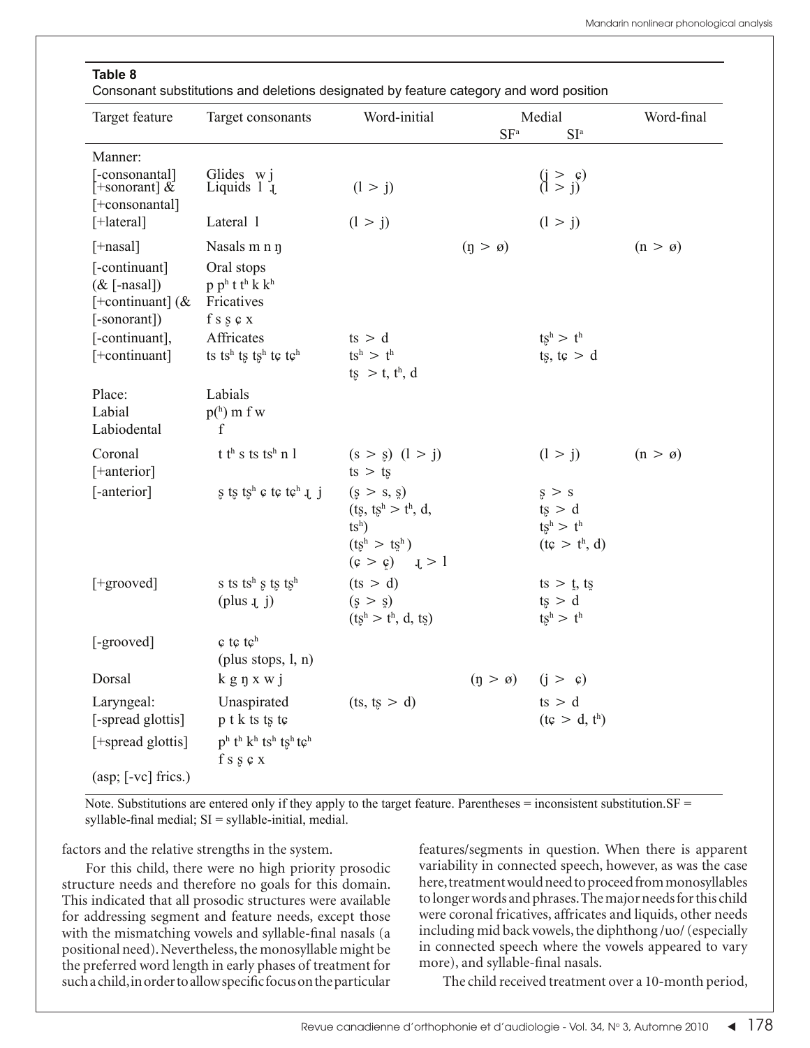**Table 8**
Consonant substitutions and deletions designated by feature category and word position

| Target feature | Target consonants | Word-initial | Medial SF[a] | Medial SI[a] | Word-final |
|---|---|---|---|---|---|
| Manner: | | | | | |
| [-consonantal] [+sonorant] & [+consonantal] | Glides w j Liquids l ɻ | (l > j) | | (j > ç) (l > j) | |
| [+lateral] | Lateral l | (l > j) | | (l > j) | |
| [+nasal] | Nasals m n ŋ | | (ŋ > ø) | | (n > ø) |
| [-continuant] (& [-nasal]) | Oral stops p pʰ t tʰ k kʰ | | | | |
| [+continuant] (& [-sonorant]) | Fricatives f s ʂ ɕ x | | | | |
| [-continuant], [+continuant] | Affricates ts tsʰ tʂ tʂʰ tɕ tɕʰ | ts > d<br>tsʰ > tʰ<br>tʂ > t, tʰ, d | | tʂʰ > tʰ<br>tʂ, tɕ > d | |
| Place: Labial Labiodental | Labials p(ʰ) m f w f | | | | |
| Coronal [+anterior] | t tʰ s ts tsʰ n l | (s > ʂ) (l > j)<br>ts > tʂ | | (l > j) | (n > ø) |
| [-anterior] | ʂ tʂ tʂʰ ɕ tɕ tɕʰ ɻ j | (ʂ > s, ʂ)<br>(tʂ, tʂʰ > tʰ, d, tsʰ)<br>(tʂʰ > tʂʰ)<br>(ɕ > ç) ɻ > l | | ʂ > s<br>tʂ > d<br>tʂʰ > tʰ<br>(tɕ > tʰ, d) | |
| [+grooved] | s ts tsʰ ʂ tʂ tʂʰ (plus ɻ j) | (ts > d)<br>(ʂ > ʂ)<br>(tʂʰ > tʰ, d, tʂ) | | ts > t̪, tʂ<br>tʂ > d<br>tʂʰ > tʰ | |
| [-grooved] | ɕ tɕ tɕʰ (plus stops, l, n) | | | | |
| Dorsal | k g ŋ x w j | | (ŋ > ø) | (j > ç) | |
| Laryngeal: [-spread glottis] | Unaspirated p t k ts tʂ tɕ | (ts, tʂ > d) | | ts > d<br>(tɕ > d, tʰ) | |
| [+spread glottis] (asp; [-vc] frics.) | pʰ tʰ kʰ tsʰ tʂʰ tɕʰ f s ʂ ɕ x | | | | |

Note. Substitutions are entered only if they apply to the target feature. Parentheses = inconsistent substitution. SF = syllable-final medial; SI = syllable-initial, medial.

factors and the relative strengths in the system.

For this child, there were no high priority prosodic structure needs and therefore no goals for this domain. This indicated that all prosodic structures were available for addressing segment and feature needs, except those with the mismatching vowels and syllable-final nasals (a positional need). Nevertheless, the monosyllable might be the preferred word length in early phases of treatment for such a child, in order to allow specific focus on the particular features/segments in question. When there is apparent variability in connected speech, however, as was the case here, treatment would need to proceed from monosyllables to longer words and phrases. The major needs for this child were coronal fricatives, affricates and liquids, other needs including mid back vowels, the diphthong /uo/ (especially in connected speech where the vowels appeared to vary more), and syllable-final nasals.

The child received treatment over a 10-month period,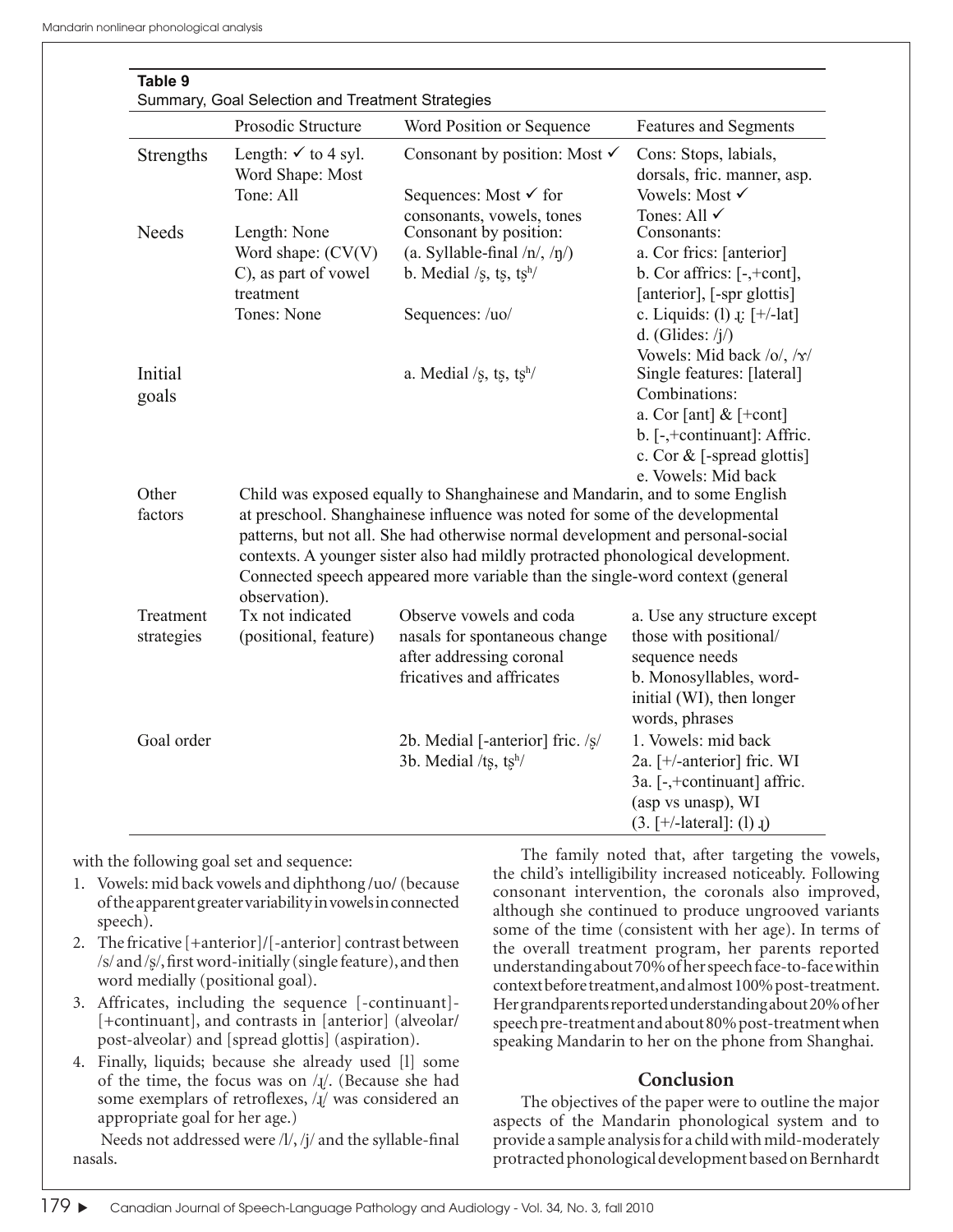**Table 9**
Summary, Goal Selection and Treatment Strategies

| | Prosodic Structure | Word Position or Sequence | Features and Segments |
|---|---|---|---|
| Strengths | Length: ✓ to 4 syl.<br>Word Shape: Most<br>Tone: All | Consonant by position: Most ✓<br><br>Sequences: Most ✓ for consonants, vowels, tones | Cons: Stops, labials, dorsals, fric. manner, asp.<br>Vowels: Most ✓<br>Tones: All ✓ |
| Needs | Length: None<br>Word shape: (CV(V) C), as part of vowel treatment<br>Tones: None | Consonant by position:<br>(a. Syllable-final /n/, /ŋ/)<br>b. Medial /ʂ, tʂ, tʂʰ/<br><br>Sequences: /uo/ | Consonants:<br>a. Cor frics: [anterior]<br>b. Cor affrics: [-,+cont], [anterior], [-spr glottis]<br>c. Liquids: (l) ɻ: [+/-lat]<br>d. (Glides: /j/)<br>Vowels: Mid back /o/, /ɤ/ |
| Initial goals | | a. Medial /ʂ, tʂ, tʂʰ/ | Single features: [lateral]<br>Combinations:<br>a. Cor [ant] & [+cont]<br>b. [-,+continuant]: Affric.<br>c. Cor & [-spread glottis]<br>e. Vowels: Mid back |
| Other factors | Child was exposed equally to Shanghainese and Mandarin, and to some English at preschool. Shanghainese influence was noted for some of the developmental patterns, but not all. She had otherwise normal development and personal-social contexts. A younger sister also had mildly protracted phonological development. Connected speech appeared more variable than the single-word context (general observation). | | |
| Treatment strategies | Tx not indicated (positional, feature) | Observe vowels and coda nasals for spontaneous change after addressing coronal fricatives and affricates | a. Use any structure except those with positional/ sequence needs<br>b. Monosyllables, word-initial (WI), then longer words, phrases |
| Goal order | | 2b. Medial [-anterior] fric. /ʂ/<br>3b. Medial /tʂ, tʂʰ/ | 1. Vowels: mid back<br>2a. [+/-anterior] fric. WI<br>3a. [-,+continuant] affric. (asp vs unasp), WI<br>(3. [+/-lateral]: (l) ɻ) |

with the following goal set and sequence:

1. Vowels: mid back vowels and diphthong /uo/ (because of the apparent greater variability in vowels in connected speech).
2. The fricative [+anterior]/[-anterior] contrast between /s/ and /ʂ/, first word-initially (single feature), and then word medially (positional goal).
3. Affricates, including the sequence [-continuant]-[+continuant], and contrasts in [anterior] (alveolar/ post-alveolar) and [spread glottis] (aspiration).
4. Finally, liquids; because she already used [l] some of the time, the focus was on /ɻ/. (Because she had some exemplars of retroflexes, /ɻ/ was considered an appropriate goal for her age.)

Needs not addressed were /l/, /j/ and the syllable-final nasals.

The family noted that, after targeting the vowels, the child's intelligibility increased noticeably. Following consonant intervention, the coronals also improved, although she continued to produce ungrooved variants some of the time (consistent with her age). In terms of the overall treatment program, her parents reported understanding about 70% of her speech face-to-face within context before treatment, and almost 100% post-treatment. Her grandparents reported understanding about 20% of her speech pre-treatment and about 80% post-treatment when speaking Mandarin to her on the phone from Shanghai.

## Conclusion

The objectives of the paper were to outline the major aspects of the Mandarin phonological system and to provide a sample analysis for a child with mild-moderately protracted phonological development based on Bernhardt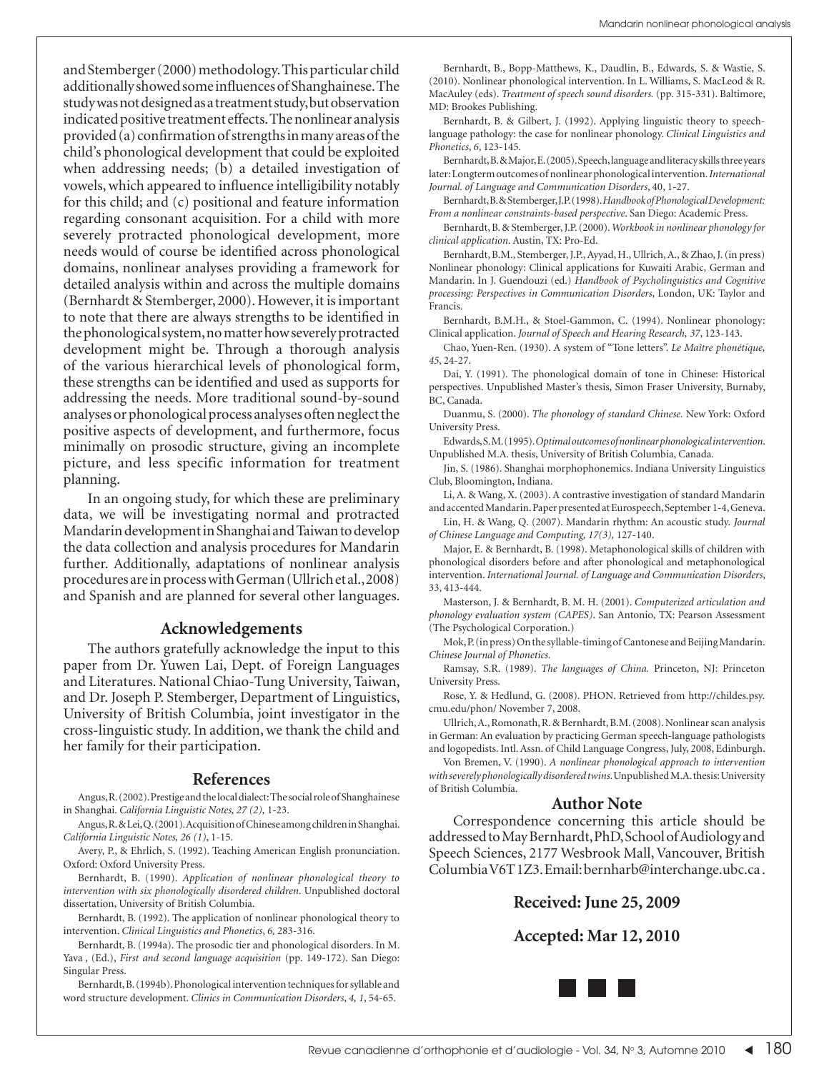and Stemberger (2000) methodology. This particular child additionally showed some influences of Shanghainese. The study was not designed as a treatment study, but observation indicated positive treatment effects. The nonlinear analysis provided (a) confirmation of strengths in many areas of the child's phonological development that could be exploited when addressing needs; (b) a detailed investigation of vowels, which appeared to influence intelligibility notably for this child; and (c) positional and feature information regarding consonant acquisition. For a child with more severely protracted phonological development, more needs would of course be identified across phonological domains, nonlinear analyses providing a framework for detailed analysis within and across the multiple domains (Bernhardt & Stemberger, 2000). However, it is important to note that there are always strengths to be identified in the phonological system, no matter how severely protracted development might be. Through a thorough analysis of the various hierarchical levels of phonological form, these strengths can be identified and used as supports for addressing the needs. More traditional sound-by-sound analyses or phonological process analyses often neglect the positive aspects of development, and furthermore, focus minimally on prosodic structure, giving an incomplete picture, and less specific information for treatment planning.

In an ongoing study, for which these are preliminary data, we will be investigating normal and protracted Mandarin development in Shanghai and Taiwan to develop the data collection and analysis procedures for Mandarin further. Additionally, adaptations of nonlinear analysis procedures are in process with German (Ullrich et al., 2008) and Spanish and are planned for several other languages.

## Acknowledgements

The authors gratefully acknowledge the input to this paper from Dr. Yuwen Lai, Dept. of Foreign Languages and Literatures. National Chiao-Tung University, Taiwan, and Dr. Joseph P. Stemberger, Department of Linguistics, University of British Columbia, joint investigator in the cross-linguistic study. In addition, we thank the child and her family for their participation.

## References

Angus, R. (2002). Prestige and the local dialect: The social role of Shanghainese in Shanghai. *California Linguistic Notes, 27 (2),* 1-23.

Angus, R. & Lei, Q. (2001). Acquisition of Chinese among children in Shanghai. *California Linguistic Notes, 26 (1)*, 1-15.

Avery, P., & Ehrlich, S. (1992). Teaching American English pronunciation. Oxford: Oxford University Press.

Bernhardt, B. (1990). *Application of nonlinear phonological theory to intervention with six phonologically disordered children*. Unpublished doctoral dissertation, University of British Columbia.

Bernhardt, B. (1992). The application of nonlinear phonological theory to intervention. *Clinical Linguistics and Phonetics*, *6*, 283-316.

Bernhardt, B. (1994a). The prosodic tier and phonological disorders. In M. Yava , (Ed.), *First and second language acquisition* (pp. 149-172). San Diego: Singular Press.

Bernhardt, B. (1994b). Phonological intervention techniques for syllable and word structure development. *Clinics in Communication Disorders*, *4, 1*, 54-65.

Bernhardt, B., Bopp-Matthews, K., Daudlin, B., Edwards, S. & Wastie, S. (2010). Nonlinear phonological intervention. In L. Williams, S. MacLeod & R. MacAuley (eds). *Treatment of speech sound disorders.* (pp. 315-331). Baltimore, MD: Brookes Publishing.

Bernhardt, B. & Gilbert, J. (1992). Applying linguistic theory to speech-language pathology: the case for nonlinear phonology. *Clinical Linguistics and Phonetics*, *6*, 123-145.

Bernhardt, B. & Major, E. (2005). Speech, language and literacy skills three years later: Longterm outcomes of nonlinear phonological intervention. *International Journal. of Language and Communication Disorders*, 40, 1-27.

Bernhardt, B. & Stemberger, J.P. (1998). *Handbook of Phonological Development: From a nonlinear constraints-based perspective*. San Diego: Academic Press.

Bernhardt, B. & Stemberger, J.P. (2000). *Workbook in nonlinear phonology for clinical application*. Austin, TX: Pro-Ed.

Bernhardt, B.M., Stemberger, J.P., Ayyad, H., Ullrich, A., & Zhao, J. (in press) Nonlinear phonology: Clinical applications for Kuwaiti Arabic, German and Mandarin. In J. Guendouzi (ed.) *Handbook of Psycholinguistics and Cognitive processing: Perspectives in Communication Disorders*, London, UK: Taylor and Francis.

Bernhardt, B.M.H., & Stoel-Gammon, C. (1994). Nonlinear phonology: Clinical application. *Journal of Speech and Hearing Research, 37*, 123-143.

Chao, Yuen-Ren. (1930). A system of "Tone letters". *Le Maître phonétique, 45*, 24-27.

Dai, Y. (1991). The phonological domain of tone in Chinese: Historical perspectives. Unpublished Master's thesis, Simon Fraser University, Burnaby, BC, Canada.

Duanmu, S. (2000). *The phonology of standard Chinese.* New York: Oxford University Press.

Edwards, S.M. (1995). *Optimal outcomes of nonlinear phonological intervention*. Unpublished M.A. thesis, University of British Columbia, Canada.

Jin, S. (1986). Shanghai morphophonemics. Indiana University Linguistics Club, Bloomington, Indiana.

Li, A. & Wang, X. (2003). A contrastive investigation of standard Mandarin and accented Mandarin. Paper presented at Eurospeech, September 1-4, Geneva.

Lin, H. & Wang, Q. (2007). Mandarin rhythm: An acoustic study. *Journal of Chinese Language and Computing, 17(3),* 127-140.

Major, E. & Bernhardt, B. (1998). Metaphonological skills of children with phonological disorders before and after phonological and metaphonological intervention. *International Journal. of Language and Communication Disorders*, 33, 413-444.

Masterson, J. & Bernhardt, B. M. H. (2001). *Computerized articulation and phonology evaluation system (CAPES)*. San Antonio, TX: Pearson Assessment (The Psychological Corporation.)

Mok, P. (in press) On the syllable-timing of Cantonese and Beijing Mandarin. *Chinese Journal of Phonetics.*

Ramsay, S.R. (1989). *The languages of China.* Princeton, NJ: Princeton University Press.

Rose, Y. & Hedlund, G. (2008). PHON. Retrieved from http://childes.psy.cmu.edu/phon/ November 7, 2008.

Ullrich, A., Romonath, R. & Bernhardt, B.M. (2008). Nonlinear scan analysis in German: An evaluation by practicing German speech-language pathologists and logopedists. Intl. Assn. of Child Language Congress, July, 2008, Edinburgh.

Von Bremen, V. (1990). *A nonlinear phonological approach to intervention with severely phonologically disordered twins*. Unpublished M.A. thesis: University of British Columbia.

## Author Note

Correspondence concerning this article should be addressed to May Bernhardt, PhD, School of Audiology and Speech Sciences, 2177 Wesbrook Mall, Vancouver, British Columbia V6T 1Z3. Email: bernharb@interchange.ubc.ca .

**Received: June 25, 2009**

**Accepted: Mar 12, 2010**